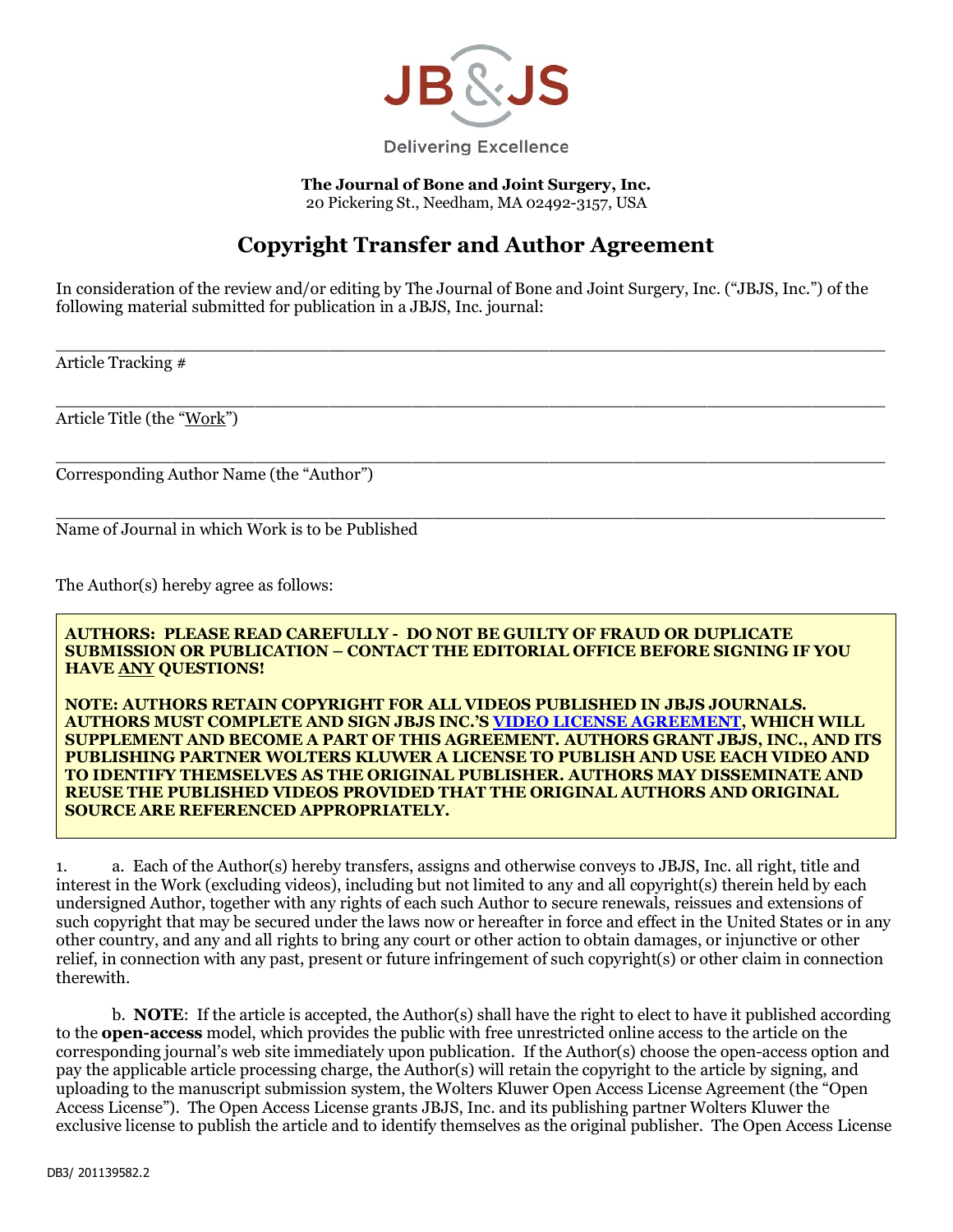JB&JS

Delivering Excellence

**The Journal of Bone and Joint Surgery, Inc.**
20 Pickering St., Needham, MA 02492-3157, USA

# Copyright Transfer and Author Agreement

In consideration of the review and/or editing by The Journal of Bone and Joint Surgery, Inc. ("JBJS, Inc.") of the following material submitted for publication in a JBJS, Inc. journal:

\_\_\_\_\_\_\_\_\_\_\_\_\_\_\_\_\_\_\_\_\_\_\_\_\_\_\_\_\_\_\_\_\_\_\_\_\_\_\_\_\_\_\_\_\_\_\_\_\_\_\_\_\_\_\_\_\_\_\_\_\_\_\_\_\_\_\_\_\_\_
Article Tracking #

\_\_\_\_\_\_\_\_\_\_\_\_\_\_\_\_\_\_\_\_\_\_\_\_\_\_\_\_\_\_\_\_\_\_\_\_\_\_\_\_\_\_\_\_\_\_\_\_\_\_\_\_\_\_\_\_\_\_\_\_\_\_\_\_\_\_\_\_\_\_
Article Title (the "Work")

\_\_\_\_\_\_\_\_\_\_\_\_\_\_\_\_\_\_\_\_\_\_\_\_\_\_\_\_\_\_\_\_\_\_\_\_\_\_\_\_\_\_\_\_\_\_\_\_\_\_\_\_\_\_\_\_\_\_\_\_\_\_\_\_\_\_\_\_\_\_
Corresponding Author Name (the "Author")

\_\_\_\_\_\_\_\_\_\_\_\_\_\_\_\_\_\_\_\_\_\_\_\_\_\_\_\_\_\_\_\_\_\_\_\_\_\_\_\_\_\_\_\_\_\_\_\_\_\_\_\_\_\_\_\_\_\_\_\_\_\_\_\_\_\_\_\_\_\_
Name of Journal in which Work is to be Published

The Author(s) hereby agree as follows:

> **AUTHORS: PLEASE READ CAREFULLY - DO NOT BE GUILTY OF FRAUD OR DUPLICATE SUBMISSION OR PUBLICATION – CONTACT THE EDITORIAL OFFICE BEFORE SIGNING IF YOU HAVE ANY QUESTIONS!**
>
> **NOTE: AUTHORS RETAIN COPYRIGHT FOR ALL VIDEOS PUBLISHED IN JBJS JOURNALS. AUTHORS MUST COMPLETE AND SIGN JBJS INC.'S VIDEO LICENSE AGREEMENT, WHICH WILL SUPPLEMENT AND BECOME A PART OF THIS AGREEMENT. AUTHORS GRANT JBJS, INC., AND ITS PUBLISHING PARTNER WOLTERS KLUWER A LICENSE TO PUBLISH AND USE EACH VIDEO AND TO IDENTIFY THEMSELVES AS THE ORIGINAL PUBLISHER. AUTHORS MAY DISSEMINATE AND REUSE THE PUBLISHED VIDEOS PROVIDED THAT THE ORIGINAL AUTHORS AND ORIGINAL SOURCE ARE REFERENCED APPROPRIATELY.**

1. a. Each of the Author(s) hereby transfers, assigns and otherwise conveys to JBJS, Inc. all right, title and interest in the Work (excluding videos), including but not limited to any and all copyright(s) therein held by each undersigned Author, together with any rights of each such Author to secure renewals, reissues and extensions of such copyright that may be secured under the laws now or hereafter in force and effect in the United States or in any other country, and any and all rights to bring any court or other action to obtain damages, or injunctive or other relief, in connection with any past, present or future infringement of such copyright(s) or other claim in connection therewith.

   b. **NOTE**: If the article is accepted, the Author(s) shall have the right to elect to have it published according to the **open-access** model, which provides the public with free unrestricted online access to the article on the corresponding journal's web site immediately upon publication. If the Author(s) choose the open-access option and pay the applicable article processing charge, the Author(s) will retain the copyright to the article by signing, and uploading to the manuscript submission system, the Wolters Kluwer Open Access License Agreement (the "Open Access License"). The Open Access License grants JBJS, Inc. and its publishing partner Wolters Kluwer the exclusive license to publish the article and to identify themselves as the original publisher. The Open Access License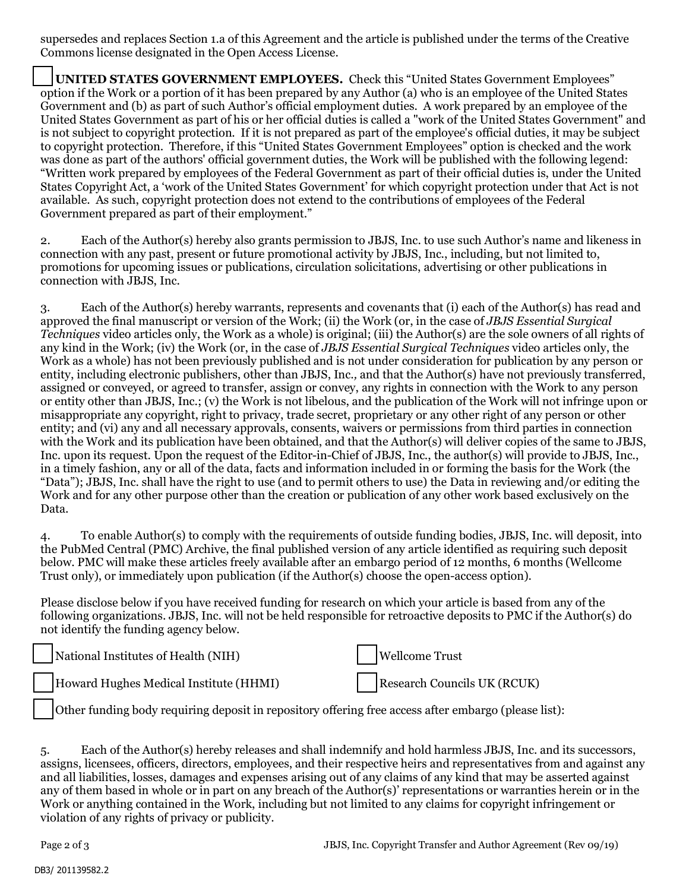supersedes and replaces Section 1.a of this Agreement and the article is published under the terms of the Creative Commons license designated in the Open Access License.

☐ **UNITED STATES GOVERNMENT EMPLOYEES.** Check this "United States Government Employees" option if the Work or a portion of it has been prepared by any Author (a) who is an employee of the United States Government and (b) as part of such Author's official employment duties. A work prepared by an employee of the United States Government as part of his or her official duties is called a "work of the United States Government" and is not subject to copyright protection. If it is not prepared as part of the employee's official duties, it may be subject to copyright protection. Therefore, if this "United States Government Employees" option is checked and the work was done as part of the authors' official government duties, the Work will be published with the following legend: "Written work prepared by employees of the Federal Government as part of their official duties is, under the United States Copyright Act, a 'work of the United States Government' for which copyright protection under that Act is not available. As such, copyright protection does not extend to the contributions of employees of the Federal Government prepared as part of their employment."

2. Each of the Author(s) hereby also grants permission to JBJS, Inc. to use such Author's name and likeness in connection with any past, present or future promotional activity by JBJS, Inc., including, but not limited to, promotions for upcoming issues or publications, circulation solicitations, advertising or other publications in connection with JBJS, Inc.

3. Each of the Author(s) hereby warrants, represents and covenants that (i) each of the Author(s) has read and approved the final manuscript or version of the Work; (ii) the Work (or, in the case of *JBJS Essential Surgical Techniques* video articles only, the Work as a whole) is original; (iii) the Author(s) are the sole owners of all rights of any kind in the Work; (iv) the Work (or, in the case of *JBJS Essential Surgical Techniques* video articles only, the Work as a whole) has not been previously published and is not under consideration for publication by any person or entity, including electronic publishers, other than JBJS, Inc., and that the Author(s) have not previously transferred, assigned or conveyed, or agreed to transfer, assign or convey, any rights in connection with the Work to any person or entity other than JBJS, Inc.; (v) the Work is not libelous, and the publication of the Work will not infringe upon or misappropriate any copyright, right to privacy, trade secret, proprietary or any other right of any person or other entity; and (vi) any and all necessary approvals, consents, waivers or permissions from third parties in connection with the Work and its publication have been obtained, and that the Author(s) will deliver copies of the same to JBJS, Inc. upon its request. Upon the request of the Editor-in-Chief of JBJS, Inc., the author(s) will provide to JBJS, Inc., in a timely fashion, any or all of the data, facts and information included in or forming the basis for the Work (the "Data"); JBJS, Inc. shall have the right to use (and to permit others to use) the Data in reviewing and/or editing the Work and for any other purpose other than the creation or publication of any other work based exclusively on the Data.

4. To enable Author(s) to comply with the requirements of outside funding bodies, JBJS, Inc. will deposit, into the PubMed Central (PMC) Archive, the final published version of any article identified as requiring such deposit below. PMC will make these articles freely available after an embargo period of 12 months, 6 months (Wellcome Trust only), or immediately upon publication (if the Author(s) choose the open-access option).

Please disclose below if you have received funding for research on which your article is based from any of the following organizations. JBJS, Inc. will not be held responsible for retroactive deposits to PMC if the Author(s) do not identify the funding agency below.

☐ National Institutes of Health (NIH)

☐ Wellcome Trust

☐ Howard Hughes Medical Institute (HHMI)

☐ Research Councils UK (RCUK)

☐ Other funding body requiring deposit in repository offering free access after embargo (please list):

5. Each of the Author(s) hereby releases and shall indemnify and hold harmless JBJS, Inc. and its successors, assigns, licensees, officers, directors, employees, and their respective heirs and representatives from and against any and all liabilities, losses, damages and expenses arising out of any claims of any kind that may be asserted against any of them based in whole or in part on any breach of the Author(s)' representations or warranties herein or in the Work or anything contained in the Work, including but not limited to any claims for copyright infringement or violation of any rights of privacy or publicity.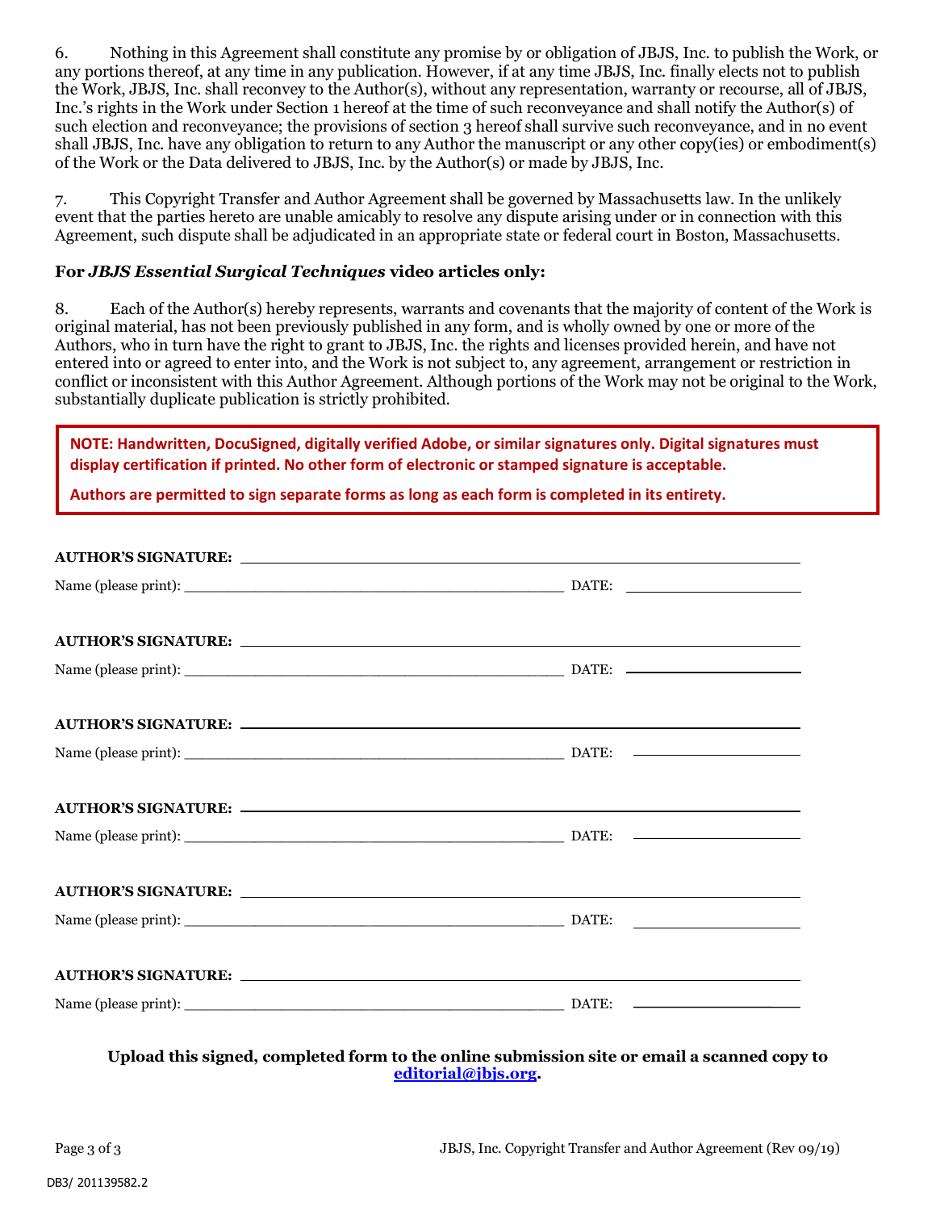6. Nothing in this Agreement shall constitute any promise by or obligation of JBJS, Inc. to publish the Work, or any portions thereof, at any time in any publication. However, if at any time JBJS, Inc. finally elects not to publish the Work, JBJS, Inc. shall reconvey to the Author(s), without any representation, warranty or recourse, all of JBJS, Inc.'s rights in the Work under Section 1 hereof at the time of such reconveyance and shall notify the Author(s) of such election and reconveyance; the provisions of section 3 hereof shall survive such reconveyance, and in no event shall JBJS, Inc. have any obligation to return to any Author the manuscript or any other copy(ies) or embodiment(s) of the Work or the Data delivered to JBJS, Inc. by the Author(s) or made by JBJS, Inc.

7. This Copyright Transfer and Author Agreement shall be governed by Massachusetts law. In the unlikely event that the parties hereto are unable amicably to resolve any dispute arising under or in connection with this Agreement, such dispute shall be adjudicated in an appropriate state or federal court in Boston, Massachusetts.

**For *JBJS Essential Surgical Techniques* video articles only:**

8. Each of the Author(s) hereby represents, warrants and covenants that the majority of content of the Work is original material, has not been previously published in any form, and is wholly owned by one or more of the Authors, who in turn have the right to grant to JBJS, Inc. the rights and licenses provided herein, and have not entered into or agreed to enter into, and the Work is not subject to, any agreement, arrangement or restriction in conflict or inconsistent with this Author Agreement. Although portions of the Work may not be original to the Work, substantially duplicate publication is strictly prohibited.

**NOTE: Handwritten, DocuSigned, digitally verified Adobe, or similar signatures only. Digital signatures must display certification if printed. No other form of electronic or stamped signature is acceptable.**

**Authors are permitted to sign separate forms as long as each form is completed in its entirety.**

**AUTHOR'S SIGNATURE:** ____________________

Name (please print): ____________________ DATE: ____________

**AUTHOR'S SIGNATURE:** ____________________

Name (please print): ____________________ DATE: ____________

**AUTHOR'S SIGNATURE:** ____________________

Name (please print): ____________________ DATE: ____________

**AUTHOR'S SIGNATURE:** ____________________

Name (please print): ____________________ DATE: ____________

**AUTHOR'S SIGNATURE:** ____________________

Name (please print): ____________________ DATE: ____________

**AUTHOR'S SIGNATURE:** ____________________

Name (please print): ____________________ DATE: ____________

**Upload this signed, completed form to the online submission site or email a scanned copy to [editorial@jbjs.org](mailto:editorial@jbjs.org).**

JBJS, Inc. Copyright Transfer and Author Agreement (Rev 09/19)

DB3/ 201139582.2